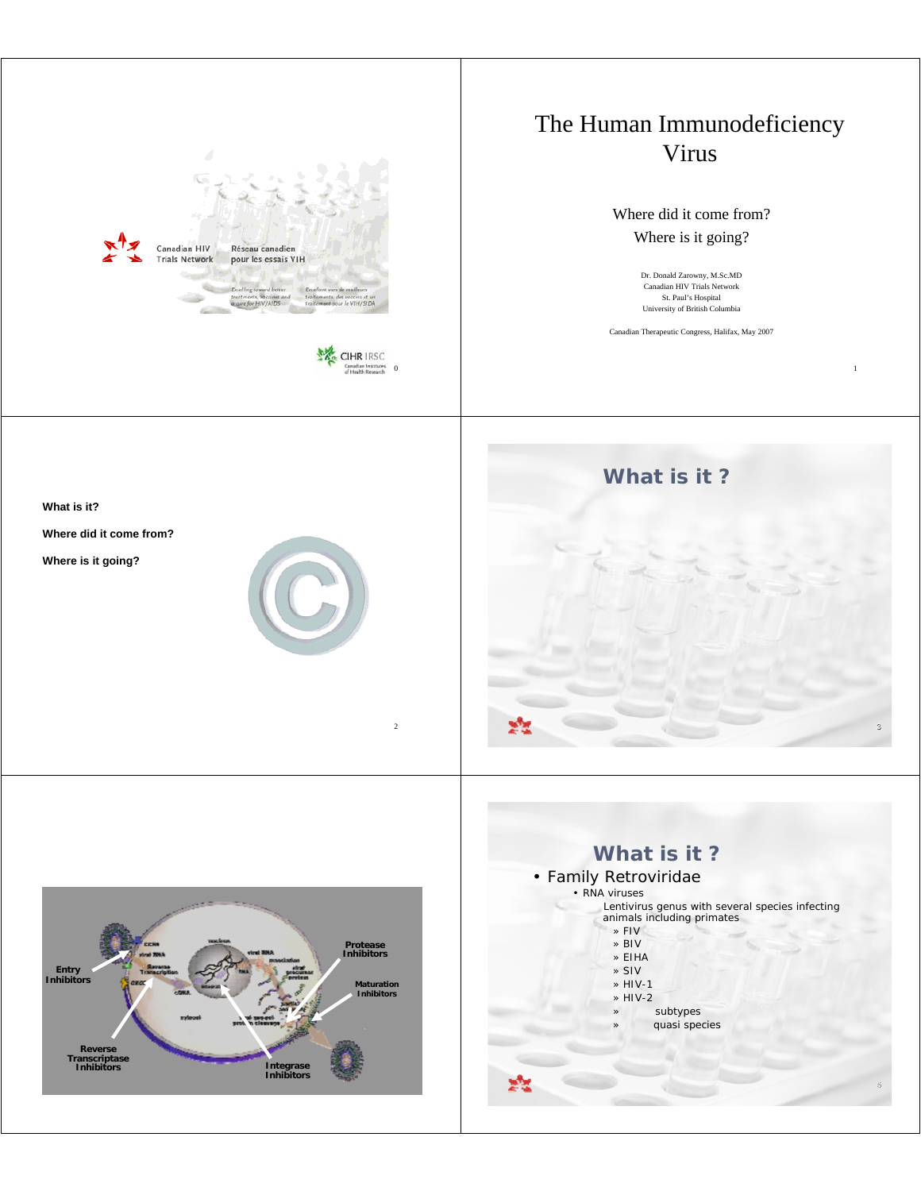Canadian HIV Trials Network

Réseau canadien pour les essais VIH

Excelling toward better treatments, vaccines and a cure for HIV/AIDS

Excellent vers de meilleurs traitements, des vaccins et un traitement pour le VIH/SIDA

CIHR IRSC

Canadian Institutes of Health Research

# The Human Immunodeficiency Virus

Where did it come from?

Where is it going?

Dr. Donald Zarowny, M.Sc.MD
Canadian HIV Trials Network
St. Paul's Hospital
University of British Columbia

Canadian Therapeutic Congress, Halifax, May 2007

**What is it?**

**Where did it come from?**

**Where is it going?**

## What is it ?

Entry Inhibitors

Reverse Transcriptase Inhibitors

Integrase Inhibitors

Protease Inhibitors

Maturation Inhibitors

## What is it ?

- Family Retroviridae
  - RNA viruses
    - Lentivirus genus with several species infecting animals including primates
      - » FIV
      - » BIV
      - » EIHA
      - » SIV
      - » HIV-1
      - » HIV-2
      - » subtypes
      - » quasi species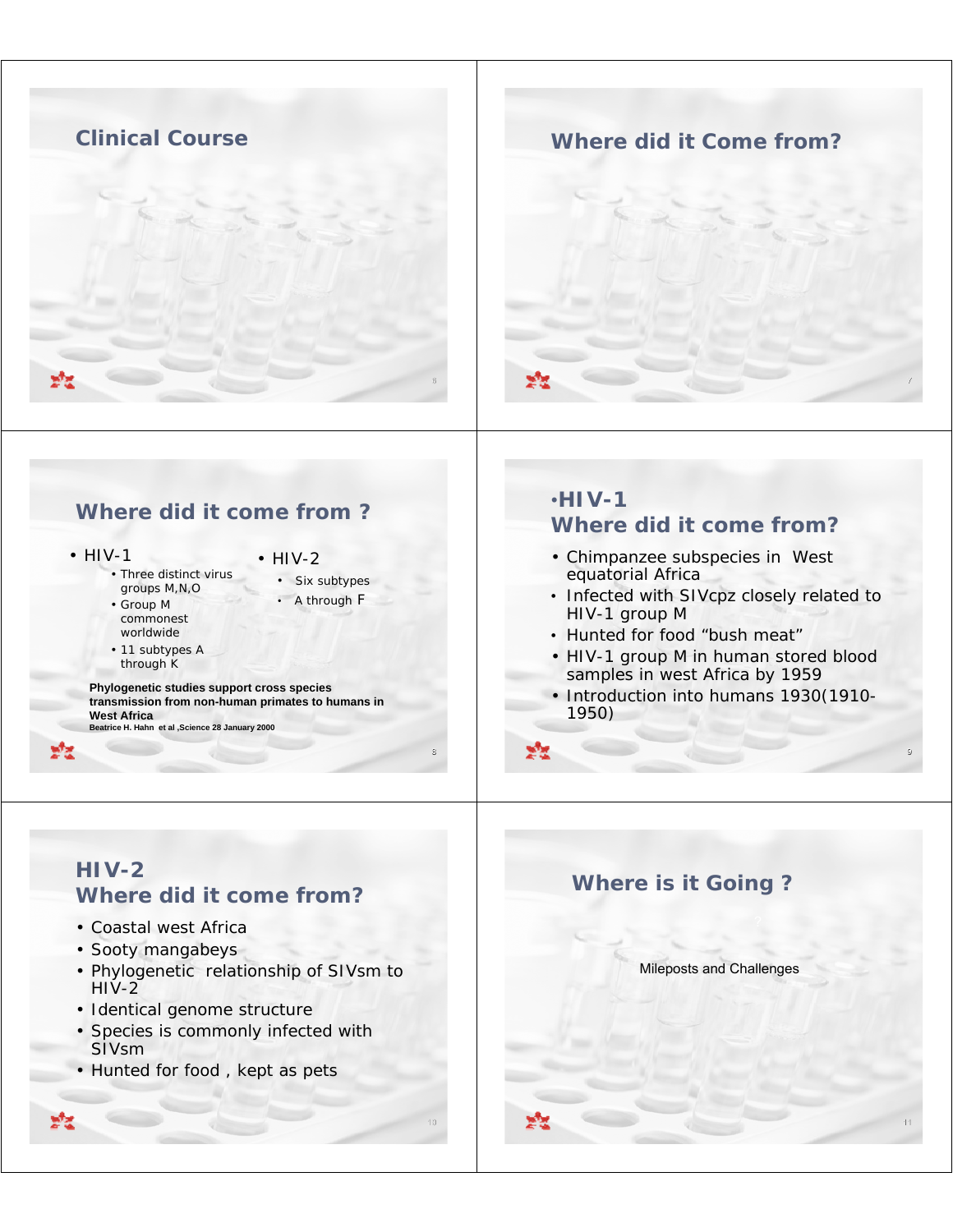## Clinical Course

## Where did it Come from?

## Where did it come from ?

- HIV-1
  - Three distinct virus groups M,N,O
  - Group M commonest worldwide
  - 11 subtypes A through K
- HIV-2
  - Six subtypes
  - A through F

**Phylogenetic studies support cross species transmission from non-human primates to humans in West Africa**

**Beatrice H. Hahn et al ,Science 28 January 2000**

## •HIV-1 Where did it come from?

- Chimpanzee subspecies in West equatorial Africa
- Infected with SIVcpz closely related to HIV-1 group M
- Hunted for food “bush meat”
- HIV-1 group M in human stored blood samples in west Africa by 1959
- Introduction into humans 1930(1910-1950)

## HIV-2 Where did it come from?

- Coastal west Africa
- Sooty mangabeys
- Phylogenetic relationship of SIVsm to HIV-2
- Identical genome structure
- Species is commonly infected with SIVsm
- Hunted for food , kept as pets

## Where is it Going ?

Mileposts and Challenges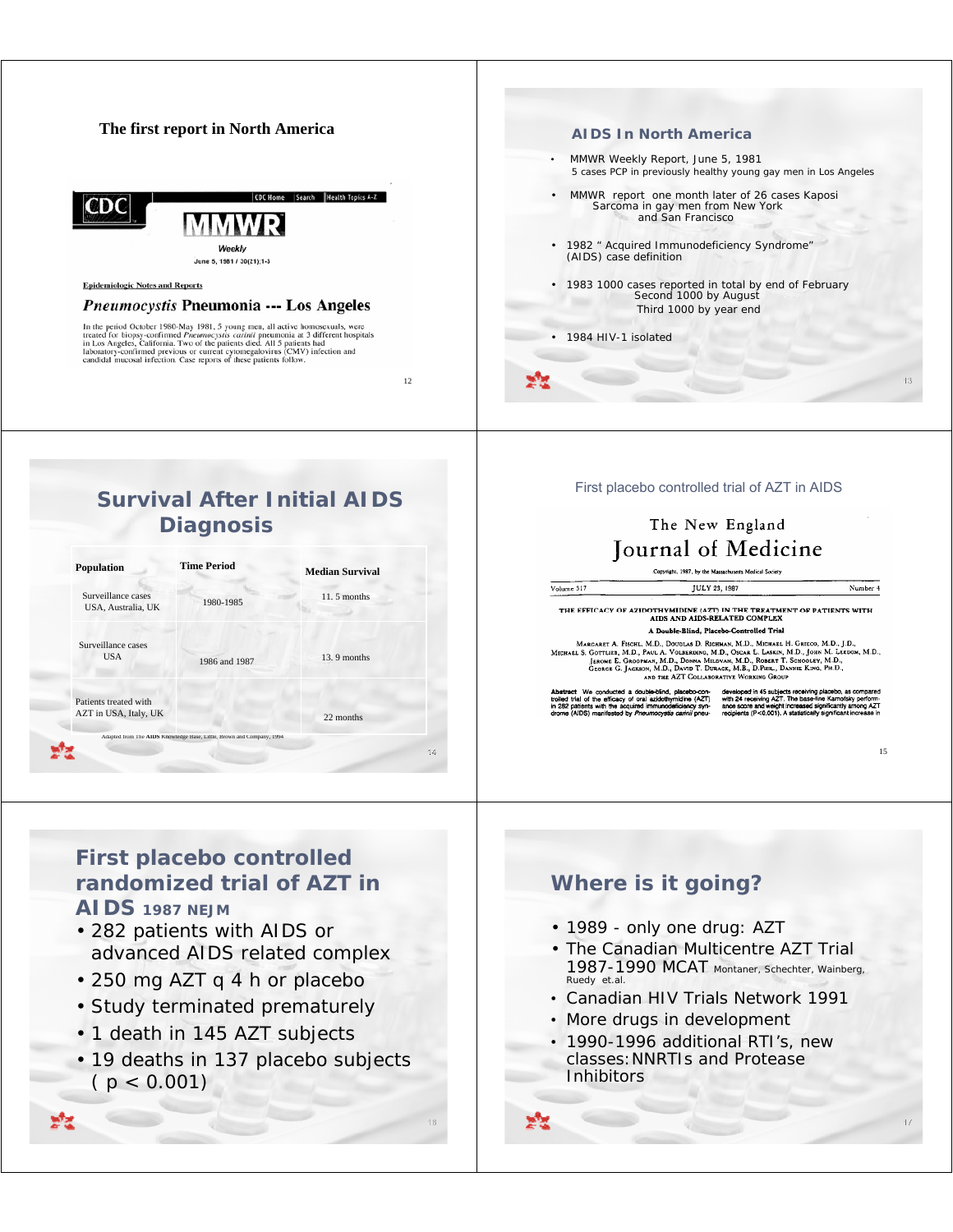## The first report in North America

CDC | CDC Home | Search | Health Topics A-Z

**MMWR**

*Weekly*

June 5, 1981 / 30(21);1-3

Epidemiologic Notes and Reports

### *Pneumocystis* Pneumonia --- Los Angeles

In the period October 1980-May 1981, 5 young men, all active homosexuals, were treated for biopsy-confirmed *Pneumocystis carinii* pneumonia at 3 different hospitals in Los Angeles, California. Two of the patients died. All 5 patients had laboratory-confirmed previous or current cytomegalovirus (CMV) infection and candidal mucosal infection. Case reports of these patients follow.

## AIDS In North America

- MMWR Weekly Report, June 5, 1981
  5 cases PCP in previously healthy young gay men in Los Angeles
- MMWR report one month later of 26 cases Kaposi Sarcoma in gay men from New York and San Francisco
- 1982 " Acquired Immunodeficiency Syndrome" (AIDS) case definition
- 1983 1000 cases reported in total by end of February
  Second 1000 by August
  Third 1000 by year end
- 1984 HIV-1 isolated

## Survival After Initial AIDS Diagnosis

| Population | Time Period | Median Survival |
|---|---|---|
| Surveillance cases USA, Australia, UK | 1980-1985 | 11. 5 months |
| Surveillance cases USA | 1986 and 1987 | 13. 9 months |
| Patients treated with AZT in USA, Italy, UK | | 22 months |

Adapted from The AIDS Knowledge Base, Little, Brown and Company, 1994

## First placebo controlled trial of AZT in AIDS

The New England Journal of Medicine

Copyright, 1987, by the Massachusetts Medical Society

Volume 317 | JULY 23, 1987 | Number 4

THE EFFICACY OF AZIDOTHYMIDINE (AZT) IN THE TREATMENT OF PATIENTS WITH AIDS AND AIDS-RELATED COMPLEX

A Double-Blind, Placebo-Controlled Trial

Margaret A. Fischl, M.D., Douglas D. Richman, M.D., Michael H. Grieco, M.D., J.D., Michael S. Gottlieb, M.D., Paul A. Volberding, M.D., Oscar L. Laskin, M.D., John M. Leedom, M.D., Jerome E. Groopman, M.D., Donna Mildvan, M.D., Robert T. Schooley, M.D., George G. Jackson, M.D., David T. Durack, M.B., D.Phil., Dannie King, Ph.D., and the AZT Collaborative Working Group

**Abstract** We conducted a double-blind, placebo-controlled trial of the efficacy of oral azidothymidine (AZT) in 282 patients with the acquired immunodeficiency syndrome (AIDS) manifested by *Pneumocystis carinii* pneu- ... developed in 45 subjects receiving placebo, as compared with 24 receiving AZT. The base-line Karnofsky performance score and weight increased significantly among AZT recipients (P<0.001). A statistically significant increase in

## First placebo controlled randomized trial of AZT in AIDS 1987 NEJM

- 282 patients with AIDS or advanced AIDS related complex
- 250 mg AZT q 4 h or placebo
- Study terminated prematurely
- 1 death in 145 AZT subjects
- 19 deaths in 137 placebo subjects ( $p < 0.001$)

## Where is it going?

- 1989 - only one drug: AZT
- The Canadian Multicentre AZT Trial 1987-1990 MCAT Montaner, Schechter, Wainberg, Ruedy et.al.
- Canadian HIV Trials Network 1991
- More drugs in development
- 1990-1996 additional RTI's, new classes: NNRTIs and Protease Inhibitors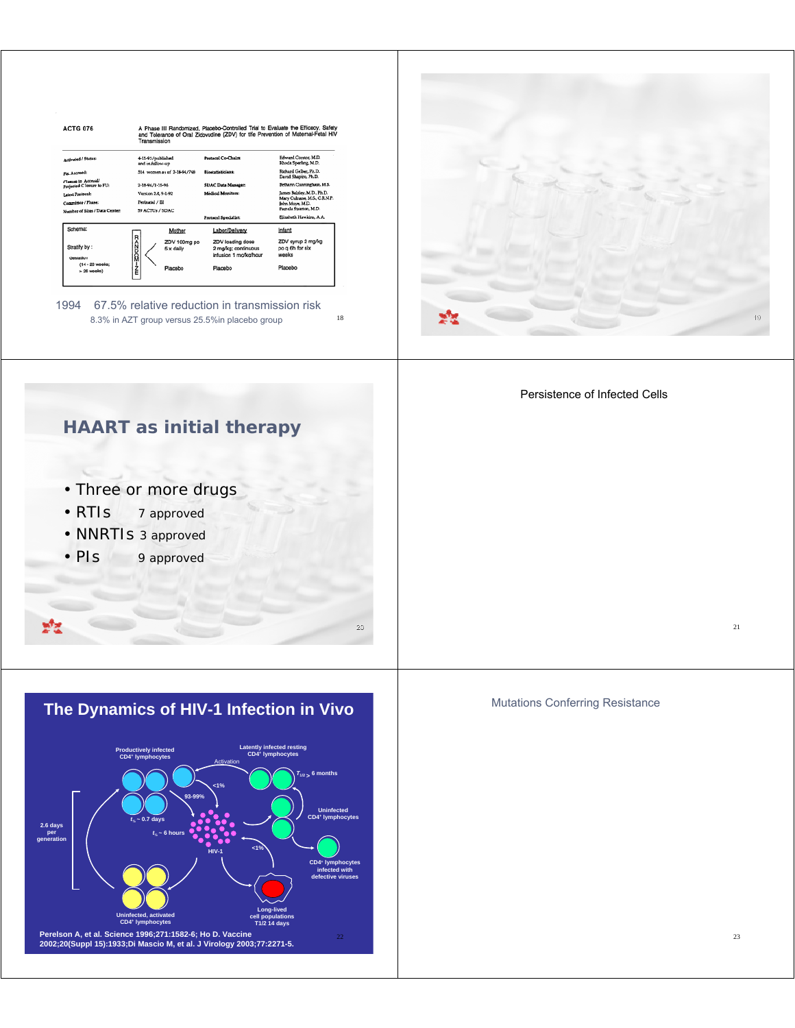**ACTG 076** — A Phase III Randomized, Placebo-Controlled Trial to Evaluate the Efficacy, Safety and Tolerance of Oral Zidovudine (ZDV) for the Prevention of Maternal-Fetal HIV Transmission

| | | | |
|---|---|---|---|
| Activated / Status: | 4-11-91/published and in follow-up | Protocol Co-Chairs: | Edward Connor, M.D. Rhoda Sperling, M.D. |
| Pts. Accrued: | 514 women as of 2-18-94/748 | Biostatisticians: | Richard Gelber, Ph.D. David Shapiro, Ph.D. |
| Planned to Accrual/ Projected Closure to FU: | 2-18-94/7-15-96 | SDAC Data Manager: | Bethann Cunningham, M.S. |
| Latest Protocol: | Version 2.0, 9-1-92 | Medical Monitors: | James Balsley, M.D., Ph.D. Mary Culnane, M.S., C.R.N.P. John Moye, M.D. Pamela Stratton, M.D. |
| Committee / Phase: | Perinatal / III | | |
| Number of Sites / Data Center: | 59 ACTUs / SDAC | | |
| | | Protocol Specialist: | Elizabeth Hawkins, A.A. |

Schema:

| Stratify by: Gestation (14 - 26 weeks; > 26 weeks) | RANDOMIZE | Mother | Labor/Delivery | Infant |
|---|---|---|---|---|
| | | ZDV 100mg po 5 x daily | ZDV loading dose 2 mg/kg; continuous infusion 1 mg/kg/hour | ZDV syrup 2 mg/kg po q 6h for six weeks |
| | | Placebo | Placebo | Placebo |

1994 67.5% relative reduction in transmission risk

8.3% in AZT group versus 25.5%in placebo group

## HAART as initial therapy

- Three or more drugs
- RTIs 7 approved
- NNRTIs 3 approved
- PIs 9 approved

Persistence of Infected Cells

## The Dynamics of HIV-1 Infection in Vivo

Productively infected CD4+ lymphocytes; Latently infected resting CD4+ lymphocytes; Activation; <1%; 93-99%; $T_{1/2}$ > 6 months; $t_{1/2}$ ~ 0.7 days; $t_{1/2}$ ~ 6 hours; HIV-1; Uninfected CD4+ lymphocytes; 2.6 days per generation; <1%; CD4+ lymphocytes infected with defective viruses; Uninfected, activated CD4+ lymphocytes; Long-lived cell populations T1/2 14 days

Perelson A, et al. Science 1996;271:1582-6; Ho D. Vaccine 2002;20(Suppl 15):1933;Di Mascio M, et al. J Virology 2003;77:2271-5.

Mutations Conferring Resistance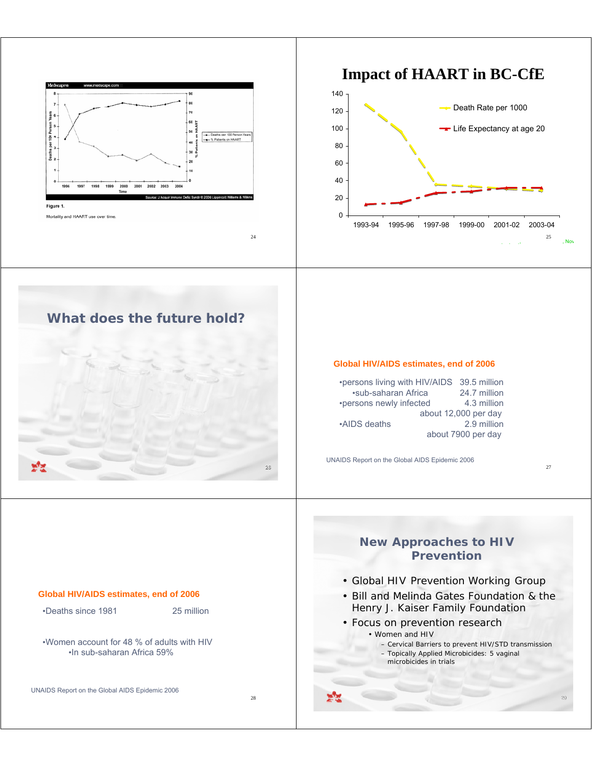Figure 1.

Mortality and HAART use over time.

## Impact of HAART in BC-CfE

## What does the future hold?

**Global HIV/AIDS estimates, end of 2006**

- persons living with HIV/AIDS 39.5 million
  - sub-saharan Africa 24.7 million
- persons newly infected 4.3 million
  - about 12,000 per day
- AIDS deaths 2.9 million
  - about 7900 per day

UNAIDS Report on the Global AIDS Epidemic 2006

**Global HIV/AIDS estimates, end of 2006**

- Deaths since 1981 25 million
- Women account for 48 % of adults with HIV
  - In sub-saharan Africa 59%

UNAIDS Report on the Global AIDS Epidemic 2006

## New Approaches to HIV Prevention

- Global HIV Prevention Working Group
- Bill and Melinda Gates Foundation & the Henry J. Kaiser Family Foundation
- Focus on prevention research
  - Women and HIV
    - Cervical Barriers to prevent HIV/STD transmission
    - Topically Applied Microbicides: 5 vaginal microbicides in trials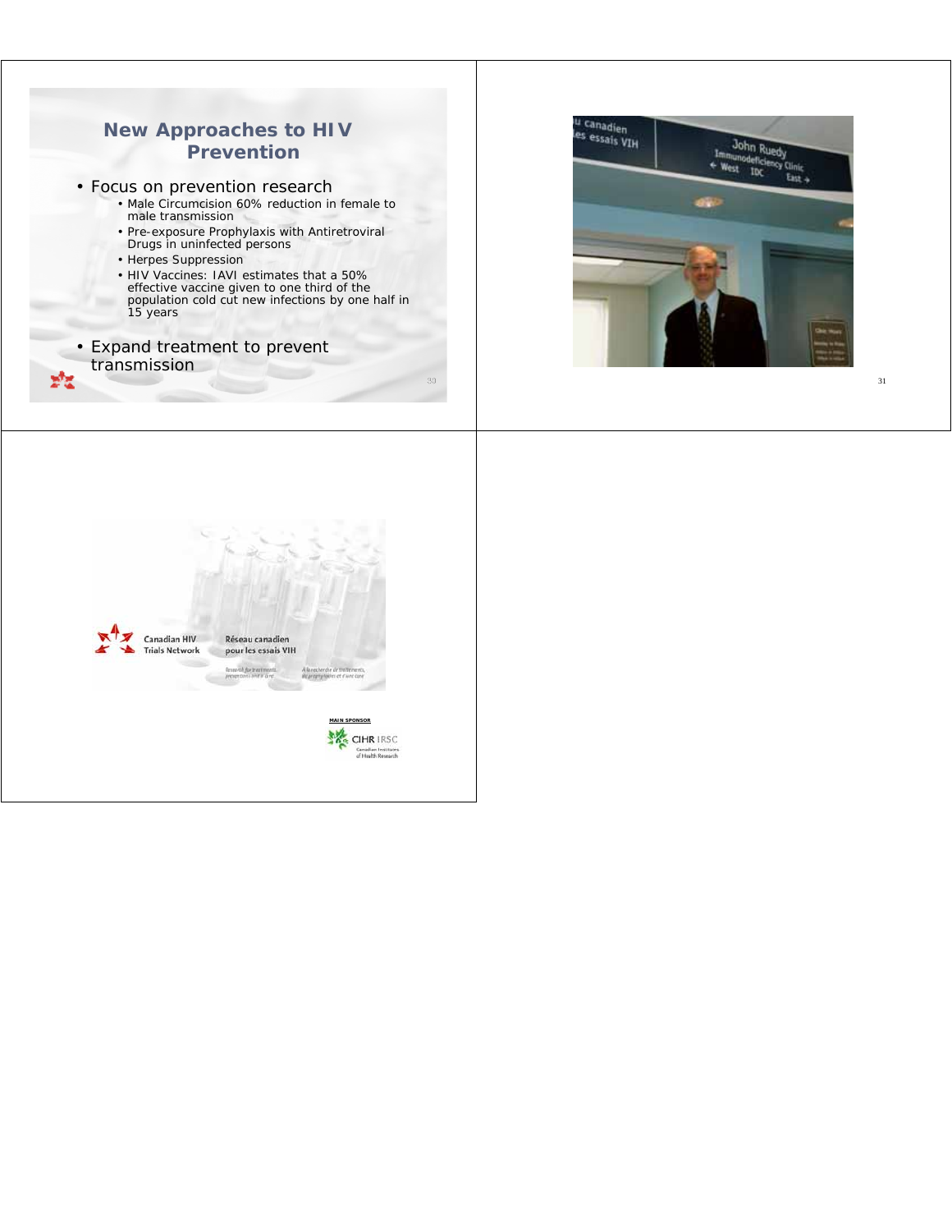## New Approaches to HIV Prevention

- Focus on prevention research
  - Male Circumcision 60% reduction in female to male transmission
  - Pre-exposure Prophylaxis with Antiretroviral Drugs in uninfected persons
  - Herpes Suppression
  - HIV Vaccines: IAVI estimates that a 50% effective vaccine given to one third of the population cold cut new infections by one half in 15 years
- Expand treatment to prevent transmission

Canadian HIV Trials Network

Réseau canadien pour les essais VIH

MAIN SPONSOR

CIHR IRSC

Canadian Institutes of Health Research